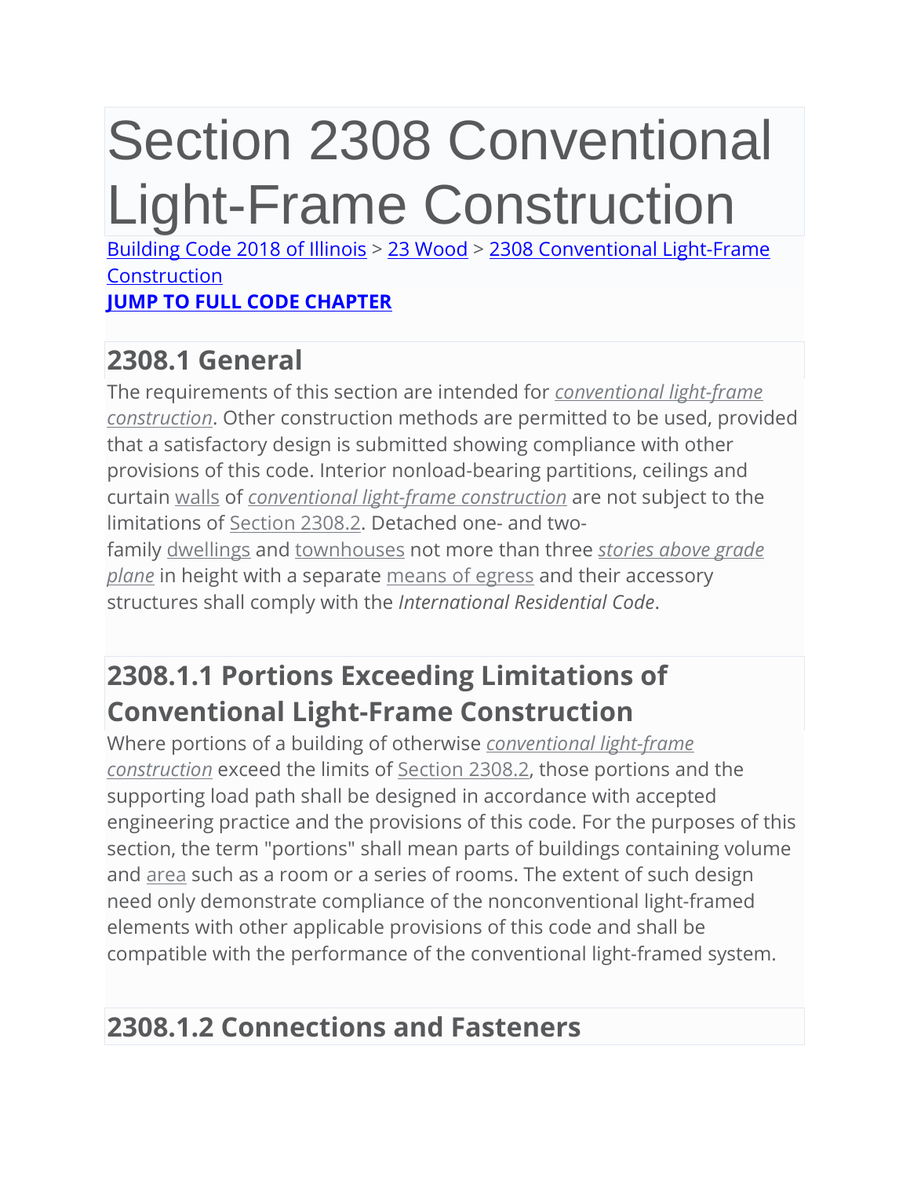# Section 2308 Conventional Light-Frame Construction

Building Code 2018 of Illinois > 23 Wood > 2308 Conventional Light-Frame Construction

**JUMP TO FULL CODE CHAPTER**

## 2308.1 General

The requirements of this section are intended for *conventional light-frame construction*. Other construction methods are permitted to be used, provided that a satisfactory design is submitted showing compliance with other provisions of this code. Interior nonload-bearing partitions, ceilings and curtain walls of *conventional light-frame construction* are not subject to the limitations of Section 2308.2. Detached one- and two-family dwellings and townhouses not more than three *stories above grade plane* in height with a separate means of egress and their accessory structures shall comply with the *International Residential Code*.

## 2308.1.1 Portions Exceeding Limitations of Conventional Light-Frame Construction

Where portions of a building of otherwise *conventional light-frame construction* exceed the limits of Section 2308.2, those portions and the supporting load path shall be designed in accordance with accepted engineering practice and the provisions of this code. For the purposes of this section, the term "portions" shall mean parts of buildings containing volume and area such as a room or a series of rooms. The extent of such design need only demonstrate compliance of the nonconventional light-framed elements with other applicable provisions of this code and shall be compatible with the performance of the conventional light-framed system.

## 2308.1.2 Connections and Fasteners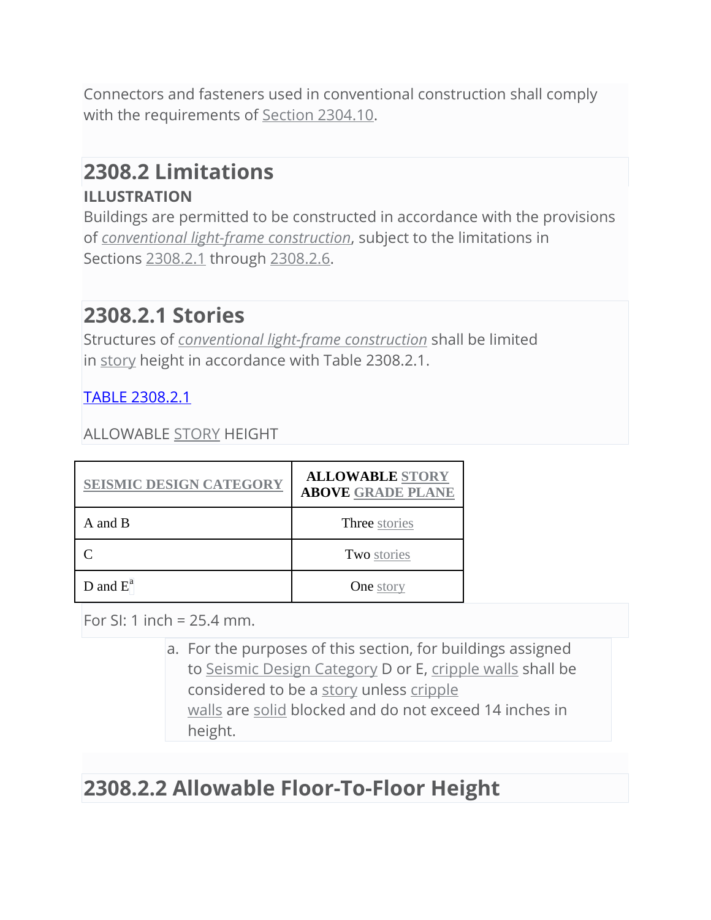Connectors and fasteners used in conventional construction shall comply with the requirements of Section 2304.10.

## 2308.2 Limitations

**ILLUSTRATION**

Buildings are permitted to be constructed in accordance with the provisions of *conventional light-frame construction*, subject to the limitations in Sections 2308.2.1 through 2308.2.6.

## 2308.2.1 Stories

Structures of *conventional light-frame construction* shall be limited in story height in accordance with Table 2308.2.1.

TABLE 2308.2.1

ALLOWABLE STORY HEIGHT

| SEISMIC DESIGN CATEGORY | ALLOWABLE STORY ABOVE GRADE PLANE |
|---|---|
| A and B | Three stories |
| C | Two stories |
| D and E[a] | One story |

For SI: 1 inch = 25.4 mm.

a. For the purposes of this section, for buildings assigned to Seismic Design Category D or E, cripple walls shall be considered to be a story unless cripple walls are solid blocked and do not exceed 14 inches in height.

## 2308.2.2 Allowable Floor-To-Floor Height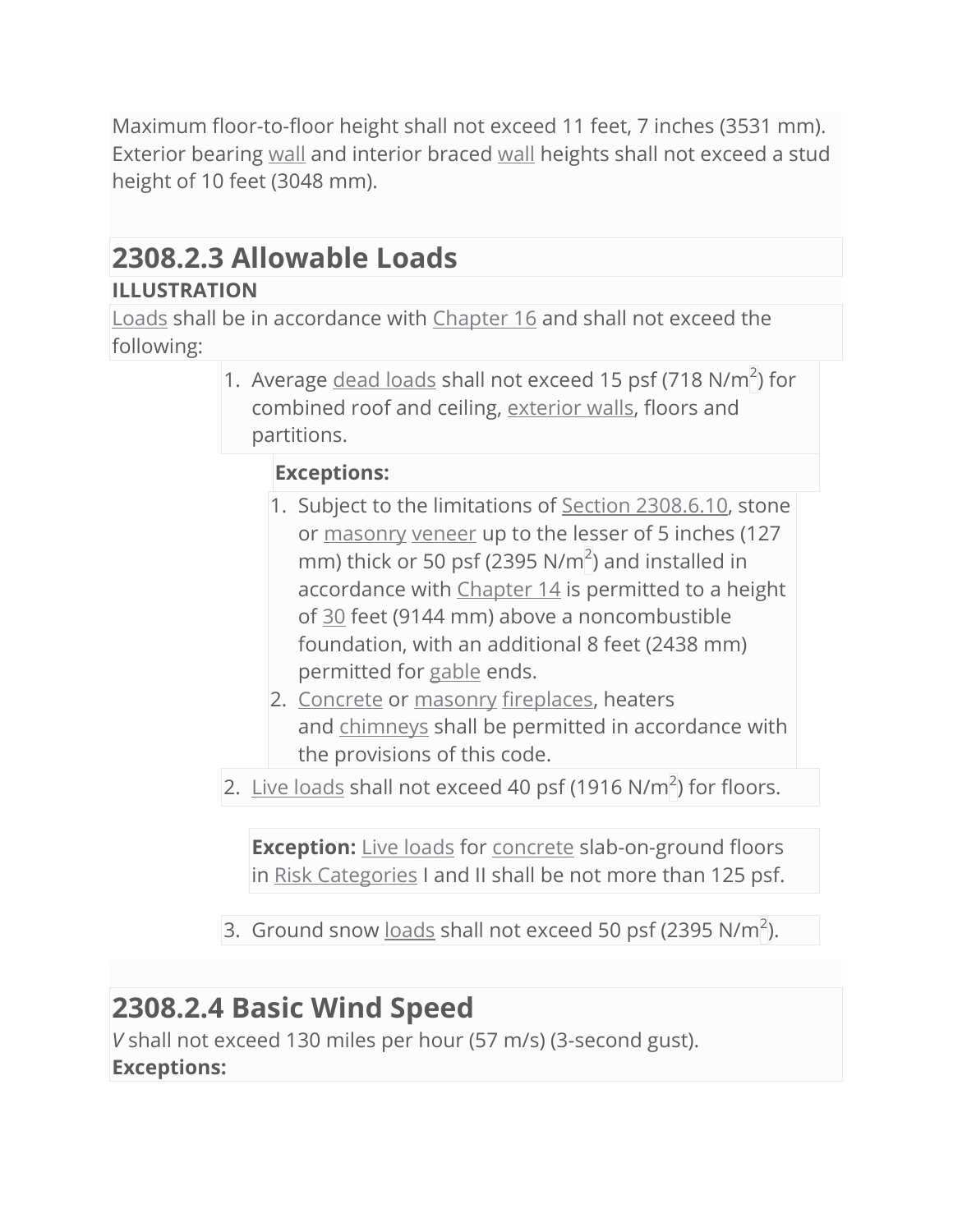Maximum floor-to-floor height shall not exceed 11 feet, 7 inches (3531 mm). Exterior bearing wall and interior braced wall heights shall not exceed a stud height of 10 feet (3048 mm).

## 2308.2.3 Allowable Loads

**ILLUSTRATION**

Loads shall be in accordance with Chapter 16 and shall not exceed the following:

1. Average dead loads shall not exceed 15 psf (718 N/m$^2$) for combined roof and ceiling, exterior walls, floors and partitions.

   **Exceptions:**

   1. Subject to the limitations of Section 2308.6.10, stone or masonry veneer up to the lesser of 5 inches (127 mm) thick or 50 psf (2395 N/m$^2$) and installed in accordance with Chapter 14 is permitted to a height of 30 feet (9144 mm) above a noncombustible foundation, with an additional 8 feet (2438 mm) permitted for gable ends.
   2. Concrete or masonry fireplaces, heaters and chimneys shall be permitted in accordance with the provisions of this code.

2. Live loads shall not exceed 40 psf (1916 N/m$^2$) for floors.

   **Exception:** Live loads for concrete slab-on-ground floors in Risk Categories I and II shall be not more than 125 psf.

3. Ground snow loads shall not exceed 50 psf (2395 N/m$^2$).

## 2308.2.4 Basic Wind Speed

*V* shall not exceed 130 miles per hour (57 m/s) (3-second gust).

**Exceptions:**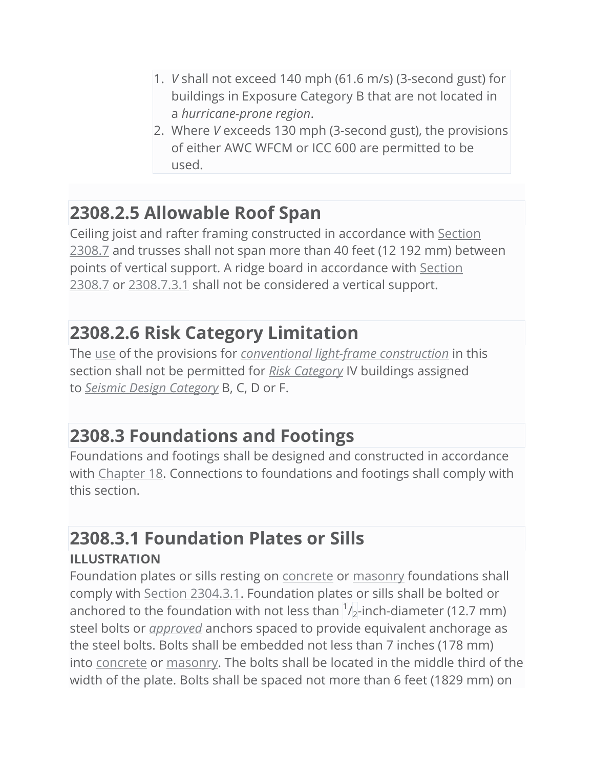1. *V* shall not exceed 140 mph (61.6 m/s) (3-second gust) for buildings in Exposure Category B that are not located in a *hurricane-prone region*.
2. Where *V* exceeds 130 mph (3-second gust), the provisions of either AWC WFCM or ICC 600 are permitted to be used.

## 2308.2.5 Allowable Roof Span

Ceiling joist and rafter framing constructed in accordance with Section 2308.7 and trusses shall not span more than 40 feet (12 192 mm) between points of vertical support. A ridge board in accordance with Section 2308.7 or 2308.7.3.1 shall not be considered a vertical support.

## 2308.2.6 Risk Category Limitation

The use of the provisions for *conventional light-frame construction* in this section shall not be permitted for *Risk Category* IV buildings assigned to *Seismic Design Category* B, C, D or F.

## 2308.3 Foundations and Footings

Foundations and footings shall be designed and constructed in accordance with Chapter 18. Connections to foundations and footings shall comply with this section.

## 2308.3.1 Foundation Plates or Sills

**ILLUSTRATION**

Foundation plates or sills resting on concrete or masonry foundations shall comply with Section 2304.3.1. Foundation plates or sills shall be bolted or anchored to the foundation with not less than $^{1}/_{2}$-inch-diameter (12.7 mm) steel bolts or *approved* anchors spaced to provide equivalent anchorage as the steel bolts. Bolts shall be embedded not less than 7 inches (178 mm) into concrete or masonry. The bolts shall be located in the middle third of the width of the plate. Bolts shall be spaced not more than 6 feet (1829 mm) on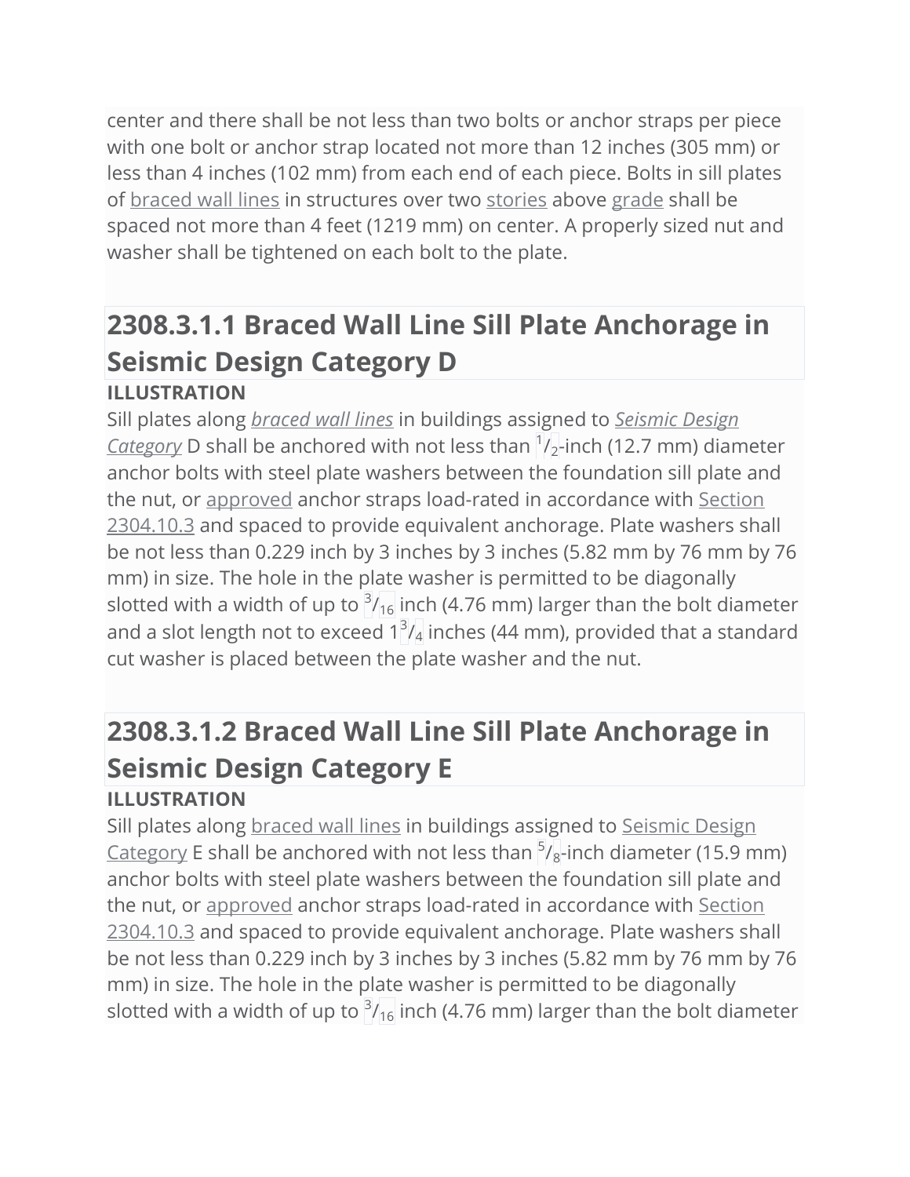center and there shall be not less than two bolts or anchor straps per piece with one bolt or anchor strap located not more than 12 inches (305 mm) or less than 4 inches (102 mm) from each end of each piece. Bolts in sill plates of braced wall lines in structures over two stories above grade shall be spaced not more than 4 feet (1219 mm) on center. A properly sized nut and washer shall be tightened on each bolt to the plate.

## 2308.3.1.1 Braced Wall Line Sill Plate Anchorage in Seismic Design Category D

**ILLUSTRATION**

Sill plates along *braced wall lines* in buildings assigned to *Seismic Design Category* D shall be anchored with not less than $^{1}/_{2}$-inch (12.7 mm) diameter anchor bolts with steel plate washers between the foundation sill plate and the nut, or approved anchor straps load-rated in accordance with Section 2304.10.3 and spaced to provide equivalent anchorage. Plate washers shall be not less than 0.229 inch by 3 inches by 3 inches (5.82 mm by 76 mm by 76 mm) in size. The hole in the plate washer is permitted to be diagonally slotted with a width of up to $^{3}/_{16}$ inch (4.76 mm) larger than the bolt diameter and a slot length not to exceed $1^{3}/_{4}$ inches (44 mm), provided that a standard cut washer is placed between the plate washer and the nut.

## 2308.3.1.2 Braced Wall Line Sill Plate Anchorage in Seismic Design Category E

**ILLUSTRATION**

Sill plates along braced wall lines in buildings assigned to Seismic Design Category E shall be anchored with not less than $^{5}/_{8}$-inch diameter (15.9 mm) anchor bolts with steel plate washers between the foundation sill plate and the nut, or approved anchor straps load-rated in accordance with Section 2304.10.3 and spaced to provide equivalent anchorage. Plate washers shall be not less than 0.229 inch by 3 inches by 3 inches (5.82 mm by 76 mm by 76 mm) in size. The hole in the plate washer is permitted to be diagonally slotted with a width of up to $^{3}/_{16}$ inch (4.76 mm) larger than the bolt diameter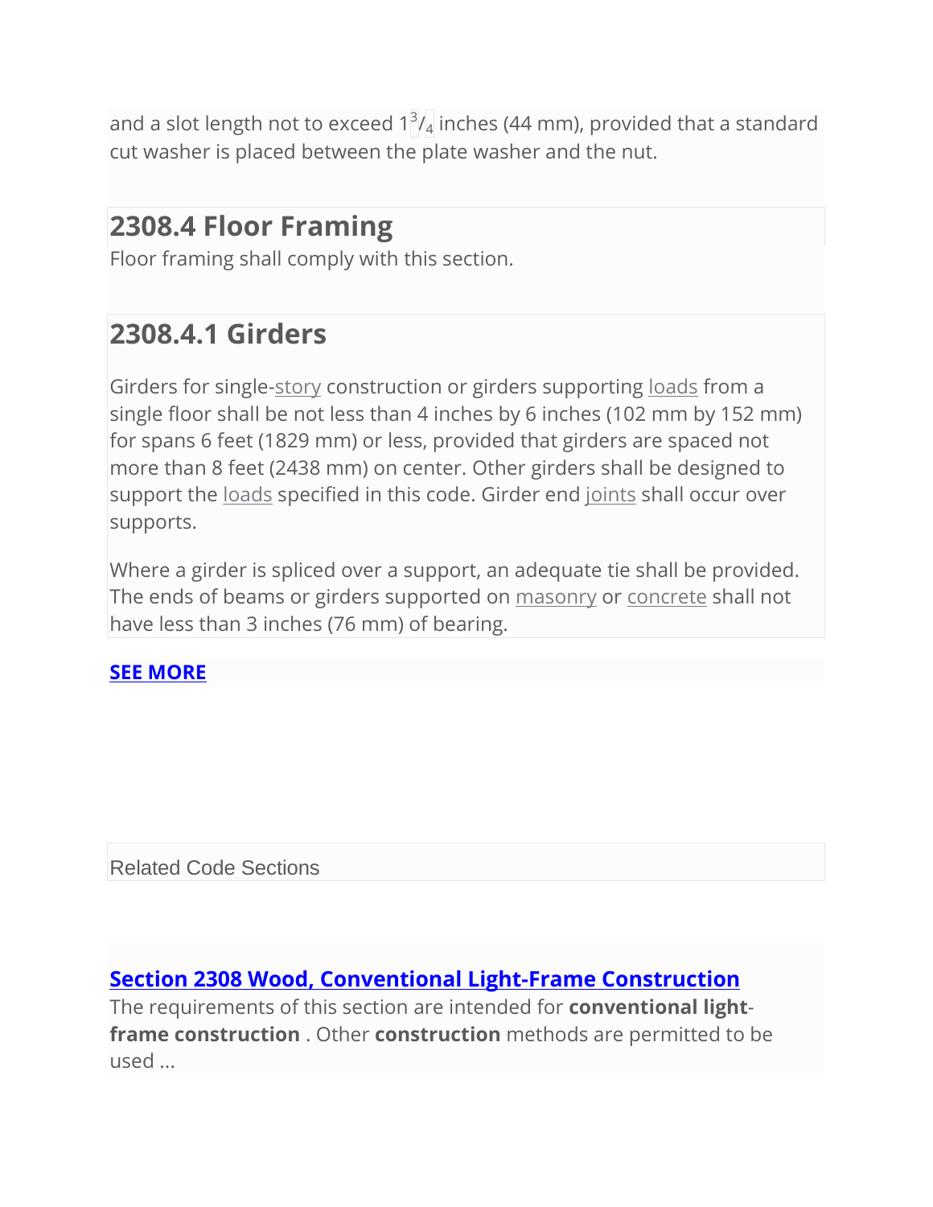and a slot length not to exceed $1\frac{3}{4}$ inches (44 mm), provided that a standard cut washer is placed between the plate washer and the nut.

## 2308.4 Floor Framing

Floor framing shall comply with this section.

## 2308.4.1 Girders

Girders for single-story construction or girders supporting loads from a single floor shall be not less than 4 inches by 6 inches (102 mm by 152 mm) for spans 6 feet (1829 mm) or less, provided that girders are spaced not more than 8 feet (2438 mm) on center. Other girders shall be designed to support the loads specified in this code. Girder end joints shall occur over supports.

Where a girder is spliced over a support, an adequate tie shall be provided. The ends of beams or girders supported on masonry or concrete shall not have less than 3 inches (76 mm) of bearing.

**SEE MORE**

Related Code Sections

**Section 2308 Wood, Conventional Light-Frame Construction**

The requirements of this section are intended for **conventional light-frame construction** . Other **construction** methods are permitted to be used ...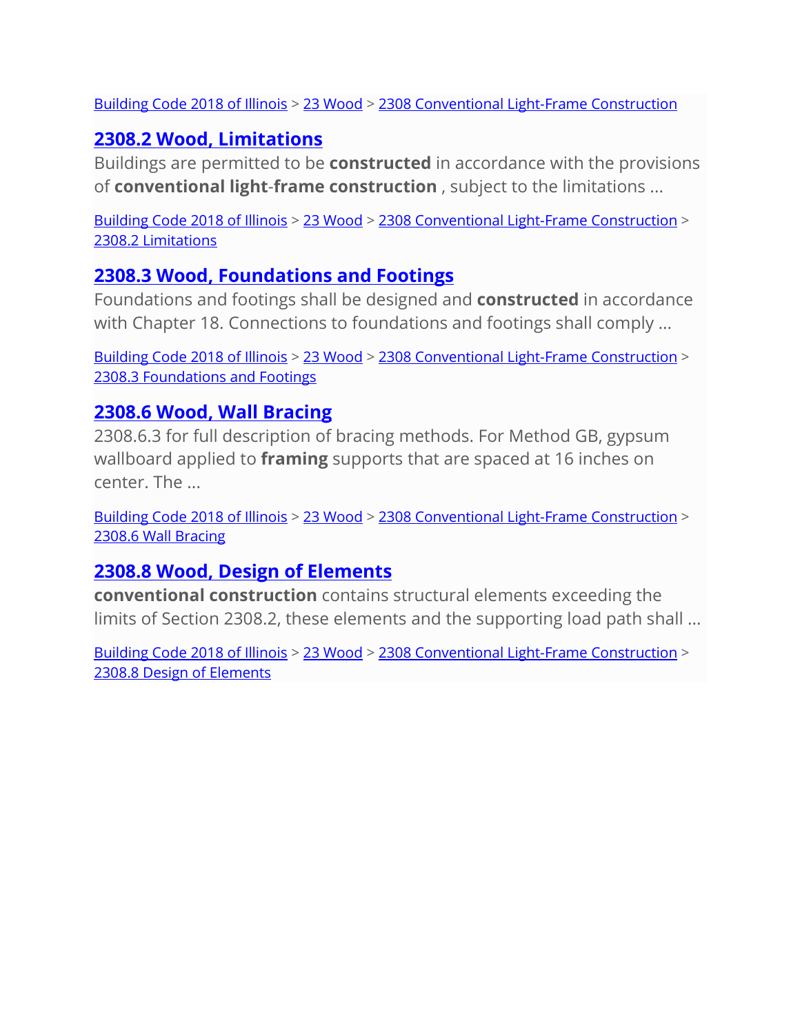[Building Code 2018 of Illinois](#) > [23 Wood](#) > [2308 Conventional Light-Frame Construction](#)

## [2308.2 Wood, Limitations](#)

Buildings are permitted to be **constructed** in accordance with the provisions of **conventional light**-**frame construction** , subject to the limitations ...

[Building Code 2018 of Illinois](#) > [23 Wood](#) > [2308 Conventional Light-Frame Construction](#) > [2308.2 Limitations](#)

## [2308.3 Wood, Foundations and Footings](#)

Foundations and footings shall be designed and **constructed** in accordance with Chapter 18. Connections to foundations and footings shall comply ...

[Building Code 2018 of Illinois](#) > [23 Wood](#) > [2308 Conventional Light-Frame Construction](#) > [2308.3 Foundations and Footings](#)

## [2308.6 Wood, Wall Bracing](#)

2308.6.3 for full description of bracing methods. For Method GB, gypsum wallboard applied to **framing** supports that are spaced at 16 inches on center. The ...

[Building Code 2018 of Illinois](#) > [23 Wood](#) > [2308 Conventional Light-Frame Construction](#) > [2308.6 Wall Bracing](#)

## [2308.8 Wood, Design of Elements](#)

**conventional construction** contains structural elements exceeding the limits of Section 2308.2, these elements and the supporting load path shall ...

[Building Code 2018 of Illinois](#) > [23 Wood](#) > [2308 Conventional Light-Frame Construction](#) > [2308.8 Design of Elements](#)